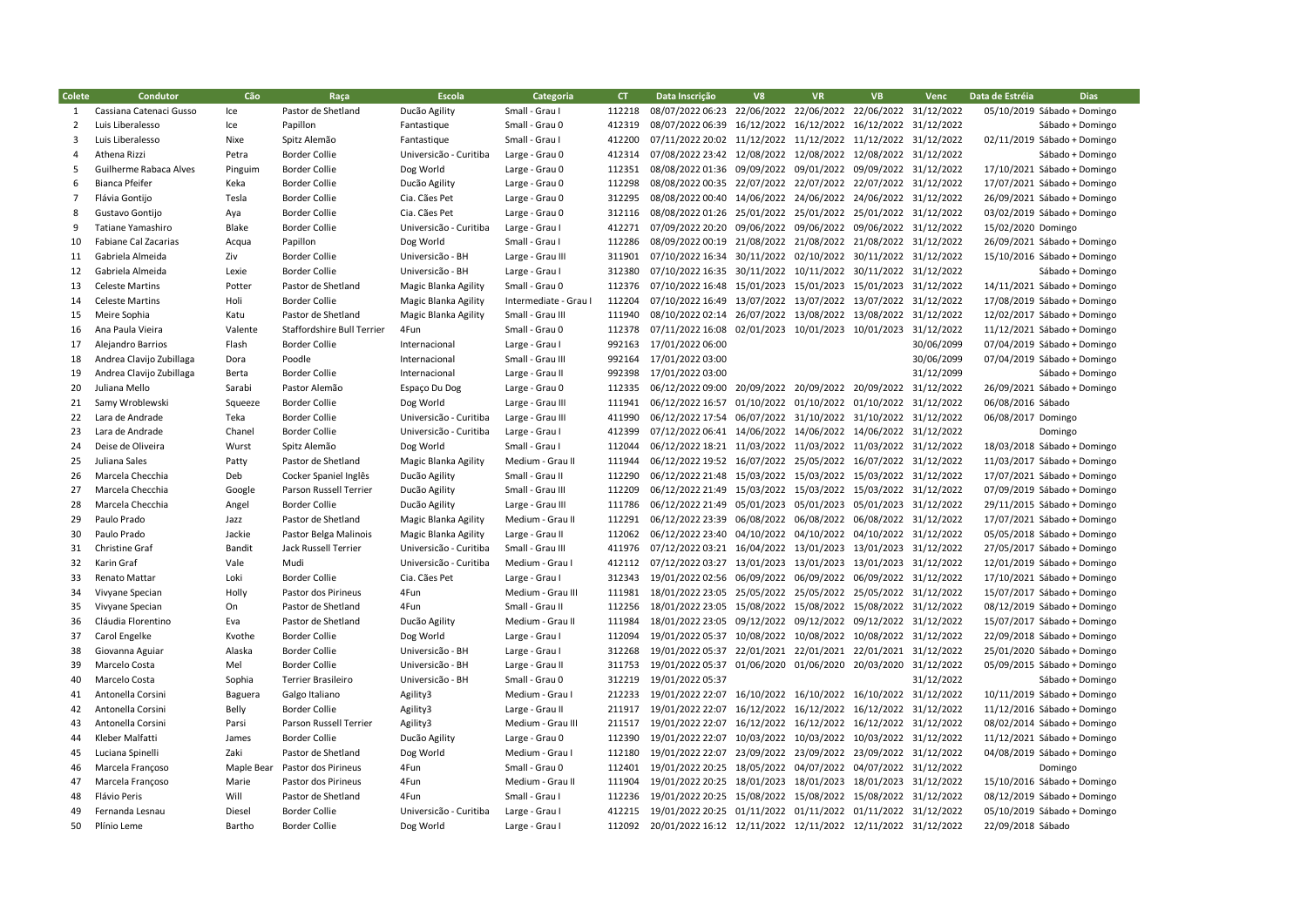| Colete | Condutor | Cão | Raça | Escola | Categoria | CT | Data Inscrição | V8 | VR | VB | Venc | Data de Estréia | Dias |
|---|---|---|---|---|---|---|---|---|---|---|---|---|---|
| 1 | Cassiana Catenaci Gusso | Ice | Pastor de Shetland | Ducão Agility | Small - Grau I | 112218 | 08/07/2022 06:23 | 22/06/2022 | 22/06/2022 | 22/06/2022 | 31/12/2022 | 05/10/2019 | Sábado + Domingo |
| 2 | Luis Liberalesso | Ice | Papillon | Fantastique | Small - Grau 0 | 412319 | 08/07/2022 06:39 | 16/12/2022 | 16/12/2022 | 16/12/2022 | 31/12/2022 | | Sábado + Domingo |
| 3 | Luis Liberalesso | Nixe | Spitz Alemão | Fantastique | Small - Grau I | 412200 | 07/11/2022 20:02 | 11/12/2022 | 11/12/2022 | 11/12/2022 | 31/12/2022 | 02/11/2019 | Sábado + Domingo |
| 4 | Athena Rizzi | Petra | Border Collie | Universicão - Curitiba | Large - Grau 0 | 412314 | 07/08/2022 23:42 | 12/08/2022 | 12/08/2022 | 12/08/2022 | 31/12/2022 | | Sábado + Domingo |
| 5 | Guilherme Rabaca Alves | Pinguim | Border Collie | Dog World | Large - Grau 0 | 112351 | 08/08/2022 01:36 | 09/09/2022 | 09/01/2022 | 09/09/2022 | 31/12/2022 | 17/10/2021 | Sábado + Domingo |
| 6 | Bianca Pfeifer | Keka | Border Collie | Ducão Agility | Large - Grau 0 | 112298 | 08/08/2022 00:35 | 22/07/2022 | 22/07/2022 | 22/07/2022 | 31/12/2022 | 17/07/2021 | Sábado + Domingo |
| 7 | Flávia Gontijo | Tesla | Border Collie | Cia. Cães Pet | Large - Grau 0 | 312295 | 08/08/2022 00:40 | 14/06/2022 | 24/06/2022 | 24/06/2022 | 31/12/2022 | 26/09/2021 | Sábado + Domingo |
| 8 | Gustavo Gontijo | Aya | Border Collie | Cia. Cães Pet | Large - Grau 0 | 312116 | 08/08/2022 01:26 | 25/01/2022 | 25/01/2022 | 25/01/2022 | 31/12/2022 | 03/02/2019 | Sábado + Domingo |
| 9 | Tatiane Yamashiro | Blake | Border Collie | Universicão - Curitiba | Large - Grau I | 412271 | 07/09/2022 20:20 | 09/06/2022 | 09/06/2022 | 09/06/2022 | 31/12/2022 | 15/02/2020 | Domingo |
| 10 | Fabiane Cal Zacarias | Acqua | Papillon | Dog World | Small - Grau I | 112286 | 08/09/2022 00:19 | 21/08/2022 | 21/08/2022 | 21/08/2022 | 31/12/2022 | 26/09/2021 | Sábado + Domingo |
| 11 | Gabriela Almeida | Ziv | Border Collie | Universicão - BH | Large - Grau III | 311901 | 07/10/2022 16:34 | 30/11/2022 | 02/10/2022 | 30/11/2022 | 31/12/2022 | 15/10/2016 | Sábado + Domingo |
| 12 | Gabriela Almeida | Lexie | Border Collie | Universicão - BH | Large - Grau I | 312380 | 07/10/2022 16:35 | 30/11/2022 | 10/11/2022 | 30/11/2022 | 31/12/2022 | | Sábado + Domingo |
| 13 | Celeste Martins | Potter | Pastor de Shetland | Magic Blanka Agility | Small - Grau 0 | 112376 | 07/10/2022 16:48 | 15/01/2023 | 15/01/2023 | 15/01/2023 | 31/12/2022 | 14/11/2021 | Sábado + Domingo |
| 14 | Celeste Martins | Holi | Border Collie | Magic Blanka Agility | Intermediate - Grau I | 112204 | 07/10/2022 16:49 | 13/07/2022 | 13/07/2022 | 13/07/2022 | 31/12/2022 | 17/08/2019 | Sábado + Domingo |
| 15 | Meire Sophia | Katu | Pastor de Shetland | Magic Blanka Agility | Small - Grau III | 111940 | 08/10/2022 02:14 | 26/07/2022 | 13/08/2022 | 13/08/2022 | 31/12/2022 | 12/02/2017 | Sábado + Domingo |
| 16 | Ana Paula Vieira | Valente | Staffordshire Bull Terrier | 4Fun | Small - Grau 0 | 112378 | 07/11/2022 16:08 | 02/01/2023 | 10/01/2023 | 10/01/2023 | 31/12/2022 | 11/12/2021 | Sábado + Domingo |
| 17 | Alejandro Barrios | Flash | Border Collie | Internacional | Large - Grau I | 992163 | 17/01/2022 06:00 | | | | 30/06/2099 | 07/04/2019 | Sábado + Domingo |
| 18 | Andrea Clavijo Zubillaga | Dora | Poodle | Internacional | Small - Grau III | 992164 | 17/01/2022 03:00 | | | | 30/06/2099 | 07/04/2019 | Sábado + Domingo |
| 19 | Andrea Clavijo Zubillaga | Berta | Border Collie | Internacional | Large - Grau II | 992398 | 17/01/2022 03:00 | | | | 31/12/2099 | | Sábado + Domingo |
| 20 | Juliana Mello | Sarabi | Pastor Alemão | Espaço Du Dog | Large - Grau 0 | 112335 | 06/12/2022 09:00 | 20/09/2022 | 20/09/2022 | 20/09/2022 | 31/12/2022 | 26/09/2021 | Sábado + Domingo |
| 21 | Samy Wroblewski | Squeeze | Border Collie | Dog World | Large - Grau III | 111941 | 06/12/2022 16:57 | 01/10/2022 | 01/10/2022 | 01/10/2022 | 31/12/2022 | 06/08/2016 | Sábado |
| 22 | Lara de Andrade | Teka | Border Collie | Universicão - Curitiba | Large - Grau III | 411990 | 06/12/2022 17:54 | 06/07/2022 | 31/10/2022 | 31/10/2022 | 31/12/2022 | 06/08/2017 | Domingo |
| 23 | Lara de Andrade | Chanel | Border Collie | Universicão - Curitiba | Large - Grau I | 412399 | 07/12/2022 06:41 | 14/06/2022 | 14/06/2022 | 14/06/2022 | 31/12/2022 | | Domingo |
| 24 | Deise de Oliveira | Wurst | Spitz Alemão | Dog World | Small - Grau I | 112044 | 06/12/2022 18:21 | 11/03/2022 | 11/03/2022 | 11/03/2022 | 31/12/2022 | 18/03/2018 | Sábado + Domingo |
| 25 | Juliana Sales | Patty | Pastor de Shetland | Magic Blanka Agility | Medium - Grau II | 111944 | 06/12/2022 19:52 | 16/07/2022 | 25/05/2022 | 16/07/2022 | 31/12/2022 | 11/03/2017 | Sábado + Domingo |
| 26 | Marcela Checchia | Deb | Cocker Spaniel Inglês | Ducão Agility | Small - Grau II | 112290 | 06/12/2022 21:48 | 15/03/2022 | 15/03/2022 | 15/03/2022 | 31/12/2022 | 17/07/2021 | Sábado + Domingo |
| 27 | Marcela Checchia | Google | Parson Russell Terrier | Ducão Agility | Small - Grau III | 112209 | 06/12/2022 21:49 | 15/03/2022 | 15/03/2022 | 15/03/2022 | 31/12/2022 | 07/09/2019 | Sábado + Domingo |
| 28 | Marcela Checchia | Angel | Border Collie | Ducão Agility | Large - Grau III | 111786 | 06/12/2022 21:49 | 05/01/2023 | 05/01/2023 | 05/01/2023 | 31/12/2022 | 29/11/2015 | Sábado + Domingo |
| 29 | Paulo Prado | Jazz | Pastor de Shetland | Magic Blanka Agility | Medium - Grau II | 112291 | 06/12/2022 23:39 | 06/08/2022 | 06/08/2022 | 06/08/2022 | 31/12/2022 | 17/07/2021 | Sábado + Domingo |
| 30 | Paulo Prado | Jackie | Pastor Belga Malinois | Magic Blanka Agility | Large - Grau II | 112062 | 06/12/2022 23:40 | 04/10/2022 | 04/10/2022 | 04/10/2022 | 31/12/2022 | 05/05/2018 | Sábado + Domingo |
| 31 | Christine Graf | Bandit | Jack Russell Terrier | Universicão - Curitiba | Small - Grau III | 411976 | 07/12/2022 03:21 | 16/04/2022 | 13/01/2023 | 13/01/2023 | 31/12/2022 | 27/05/2017 | Sábado + Domingo |
| 32 | Karin Graf | Vale | Mudi | Universicão - Curitiba | Medium - Grau I | 412112 | 07/12/2022 03:27 | 13/01/2023 | 13/01/2023 | 13/01/2023 | 31/12/2022 | 12/01/2019 | Sábado + Domingo |
| 33 | Renato Mattar | Loki | Border Collie | Cia. Cães Pet | Large - Grau I | 312343 | 19/01/2022 02:56 | 06/09/2022 | 06/09/2022 | 06/09/2022 | 31/12/2022 | 17/10/2021 | Sábado + Domingo |
| 34 | Vivyane Specian | Holly | Pastor dos Pirineus | 4Fun | Medium - Grau III | 111981 | 18/01/2022 23:05 | 25/05/2022 | 25/05/2022 | 25/05/2022 | 31/12/2022 | 15/07/2017 | Sábado + Domingo |
| 35 | Vivyane Specian | On | Pastor de Shetland | 4Fun | Small - Grau II | 112256 | 18/01/2022 23:05 | 15/08/2022 | 15/08/2022 | 15/08/2022 | 31/12/2022 | 08/12/2019 | Sábado + Domingo |
| 36 | Cláudia Florentino | Eva | Pastor de Shetland | Ducão Agility | Medium - Grau II | 111984 | 18/01/2022 23:05 | 09/12/2022 | 09/12/2022 | 09/12/2022 | 31/12/2022 | 15/07/2017 | Sábado + Domingo |
| 37 | Carol Engelke | Kvothe | Border Collie | Dog World | Large - Grau I | 112094 | 19/01/2022 05:37 | 10/08/2022 | 10/08/2022 | 10/08/2022 | 31/12/2022 | 22/09/2018 | Sábado + Domingo |
| 38 | Giovanna Aguiar | Alaska | Border Collie | Universicão - BH | Large - Grau I | 312268 | 19/01/2022 05:37 | 22/01/2021 | 22/01/2021 | 22/01/2021 | 31/12/2022 | 25/01/2020 | Sábado + Domingo |
| 39 | Marcelo Costa | Mel | Border Collie | Universicão - BH | Large - Grau II | 311753 | 19/01/2022 05:37 | 01/06/2020 | 01/06/2020 | 20/03/2020 | 31/12/2022 | 05/09/2015 | Sábado + Domingo |
| 40 | Marcelo Costa | Sophia | Terrier Brasileiro | Universicão - BH | Small - Grau 0 | 312219 | 19/01/2022 05:37 | | | | 31/12/2022 | | Sábado + Domingo |
| 41 | Antonella Corsini | Baguera | Galgo Italiano | Agility3 | Medium - Grau I | 212233 | 19/01/2022 22:07 | 16/10/2022 | 16/10/2022 | 16/10/2022 | 31/12/2022 | 10/11/2019 | Sábado + Domingo |
| 42 | Antonella Corsini | Belly | Border Collie | Agility3 | Large - Grau II | 211917 | 19/01/2022 22:07 | 16/12/2022 | 16/12/2022 | 16/12/2022 | 31/12/2022 | 11/12/2016 | Sábado + Domingo |
| 43 | Antonella Corsini | Parsi | Parson Russell Terrier | Agility3 | Medium - Grau III | 211517 | 19/01/2022 22:07 | 16/12/2022 | 16/12/2022 | 16/12/2022 | 31/12/2022 | 08/02/2014 | Sábado + Domingo |
| 44 | Kleber Malfatti | James | Border Collie | Ducão Agility | Large - Grau 0 | 112390 | 19/01/2022 22:07 | 10/03/2022 | 10/03/2022 | 10/03/2022 | 31/12/2022 | 11/12/2021 | Sábado + Domingo |
| 45 | Luciana Spinelli | Zaki | Pastor de Shetland | Dog World | Medium - Grau I | 112180 | 19/01/2022 22:07 | 23/09/2022 | 23/09/2022 | 23/09/2022 | 31/12/2022 | 04/08/2019 | Sábado + Domingo |
| 46 | Marcela Françoso | Maple Bear | Pastor dos Pirineus | 4Fun | Small - Grau 0 | 112401 | 19/01/2022 20:25 | 18/05/2022 | 04/07/2022 | 04/07/2022 | 31/12/2022 | | Domingo |
| 47 | Marcela Françoso | Marie | Pastor dos Pirineus | 4Fun | Medium - Grau II | 111904 | 19/01/2022 20:25 | 18/01/2023 | 18/01/2023 | 18/01/2023 | 31/12/2022 | 15/10/2016 | Sábado + Domingo |
| 48 | Flávio Peris | Will | Pastor de Shetland | 4Fun | Small - Grau I | 112236 | 19/01/2022 20:25 | 15/08/2022 | 15/08/2022 | 15/08/2022 | 31/12/2022 | 08/12/2019 | Sábado + Domingo |
| 49 | Fernanda Lesnau | Diesel | Border Collie | Universicão - Curitiba | Large - Grau I | 412215 | 19/01/2022 20:25 | 01/11/2022 | 01/11/2022 | 01/11/2022 | 31/12/2022 | 05/10/2019 | Sábado + Domingo |
| 50 | Plínio Leme | Bartho | Border Collie | Dog World | Large - Grau I | 112092 | 20/01/2022 16:12 | 12/11/2022 | 12/11/2022 | 12/11/2022 | 31/12/2022 | 22/09/2018 | Sábado |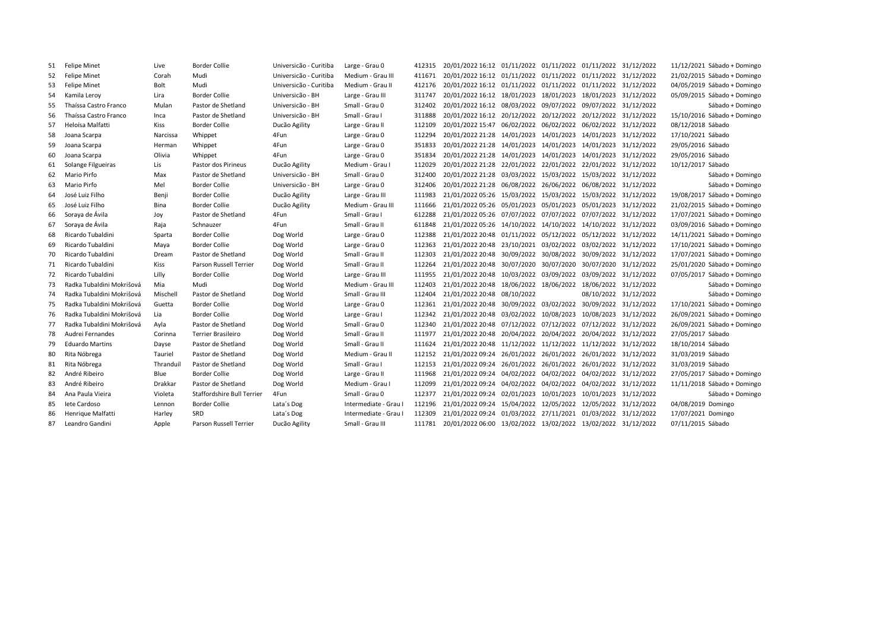| | | | | | | | | | | | | | |
|---|---|---|---|---|---|---|---|---|---|---|---|---|---|
| 51 | Felipe Minet | Live | Border Collie | Universicão - Curitiba | Large - Grau 0 | 412315 | 20/01/2022 16:12 | 01/11/2022 | 01/11/2022 | 01/11/2022 | 31/12/2022 | 11/12/2021 | Sábado + Domingo |
| 52 | Felipe Minet | Corah | Mudi | Universicão - Curitiba | Medium - Grau III | 411671 | 20/01/2022 16:12 | 01/11/2022 | 01/11/2022 | 01/11/2022 | 31/12/2022 | 21/02/2015 | Sábado + Domingo |
| 53 | Felipe Minet | Bolt | Mudi | Universicão - Curitiba | Medium - Grau II | 412176 | 20/01/2022 16:12 | 01/11/2022 | 01/11/2022 | 01/11/2022 | 31/12/2022 | 04/05/2019 | Sábado + Domingo |
| 54 | Kamila Leroy | Lira | Border Collie | Universicão - BH | Large - Grau III | 311747 | 20/01/2022 16:12 | 18/01/2023 | 18/01/2023 | 18/01/2023 | 31/12/2022 | 05/09/2015 | Sábado + Domingo |
| 55 | Thaíssa Castro Franco | Mulan | Pastor de Shetland | Universicão - BH | Small - Grau 0 | 312402 | 20/01/2022 16:12 | 08/03/2022 | 09/07/2022 | 09/07/2022 | 31/12/2022 | | Sábado + Domingo |
| 56 | Thaíssa Castro Franco | Inca | Pastor de Shetland | Universicão - BH | Small - Grau I | 311888 | 20/01/2022 16:12 | 20/12/2022 | 20/12/2022 | 20/12/2022 | 31/12/2022 | 15/10/2016 | Sábado + Domingo |
| 57 | Heloísa Malfatti | Kiss | Border Collie | Ducão Agility | Large - Grau II | 112109 | 20/01/2022 15:47 | 06/02/2022 | 06/02/2022 | 06/02/2022 | 31/12/2022 | 08/12/2018 | Sábado |
| 58 | Joana Scarpa | Narcissa | Whippet | 4Fun | Large - Grau 0 | 112294 | 20/01/2022 21:28 | 14/01/2023 | 14/01/2023 | 14/01/2023 | 31/12/2022 | 17/10/2021 | Sábado |
| 59 | Joana Scarpa | Herman | Whippet | 4Fun | Large - Grau 0 | 351833 | 20/01/2022 21:28 | 14/01/2023 | 14/01/2023 | 14/01/2023 | 31/12/2022 | 29/05/2016 | Sábado |
| 60 | Joana Scarpa | Olivia | Whippet | 4Fun | Large - Grau 0 | 351834 | 20/01/2022 21:28 | 14/01/2023 | 14/01/2023 | 14/01/2023 | 31/12/2022 | 29/05/2016 | Sábado |
| 61 | Solange Filgueiras | Lis | Pastor dos Pirineus | Ducão Agility | Medium - Grau I | 112029 | 20/01/2022 21:28 | 22/01/2022 | 22/01/2022 | 22/01/2022 | 31/12/2022 | 10/12/2017 | Sábado |
| 62 | Mario Pirfo | Max | Pastor de Shetland | Universicão - BH | Small - Grau 0 | 312400 | 20/01/2022 21:28 | 03/03/2022 | 15/03/2022 | 15/03/2022 | 31/12/2022 | | Sábado + Domingo |
| 63 | Mario Pirfo | Mel | Border Collie | Universicão - BH | Large - Grau 0 | 312406 | 20/01/2022 21:28 | 06/08/2022 | 26/06/2022 | 06/08/2022 | 31/12/2022 | | Sábado + Domingo |
| 64 | José Luiz Filho | Benji | Border Collie | Ducão Agility | Large - Grau III | 111983 | 21/01/2022 05:26 | 15/03/2022 | 15/03/2022 | 15/03/2022 | 31/12/2022 | 19/08/2017 | Sábado + Domingo |
| 65 | José Luiz Filho | Bina | Border Collie | Ducão Agility | Medium - Grau III | 111666 | 21/01/2022 05:26 | 05/01/2023 | 05/01/2023 | 05/01/2023 | 31/12/2022 | 21/02/2015 | Sábado + Domingo |
| 66 | Soraya de Ávila | Joy | Pastor de Shetland | 4Fun | Small - Grau I | 612288 | 21/01/2022 05:26 | 07/07/2022 | 07/07/2022 | 07/07/2022 | 31/12/2022 | 17/07/2021 | Sábado + Domingo |
| 67 | Soraya de Ávila | Raja | Schnauzer | 4Fun | Small - Grau II | 611848 | 21/01/2022 05:26 | 14/10/2022 | 14/10/2022 | 14/10/2022 | 31/12/2022 | 03/09/2016 | Sábado + Domingo |
| 68 | Ricardo Tubaldini | Sparta | Border Collie | Dog World | Large - Grau 0 | 112388 | 21/01/2022 20:48 | 01/12/2022 | 05/12/2022 | 05/12/2022 | 31/12/2022 | 14/11/2021 | Sábado + Domingo |
| 69 | Ricardo Tubaldini | Maya | Border Collie | Dog World | Large - Grau 0 | 112363 | 21/01/2022 20:48 | 23/10/2021 | 03/02/2022 | 03/02/2022 | 31/12/2022 | 17/10/2021 | Sábado + Domingo |
| 70 | Ricardo Tubaldini | Dream | Pastor de Shetland | Dog World | Small - Grau II | 112303 | 21/01/2022 20:48 | 30/09/2022 | 30/08/2022 | 30/09/2022 | 31/12/2022 | 17/07/2021 | Sábado + Domingo |
| 71 | Ricardo Tubaldini | Kiss | Parson Russell Terrier | Dog World | Small - Grau II | 112264 | 21/01/2022 20:48 | 30/07/2020 | 30/07/2020 | 30/07/2020 | 31/12/2022 | 25/01/2020 | Sábado + Domingo |
| 72 | Ricardo Tubaldini | Lilly | Border Collie | Dog World | Large - Grau III | 111955 | 21/01/2022 20:48 | 10/03/2022 | 03/09/2022 | 03/09/2022 | 31/12/2022 | 07/05/2017 | Sábado + Domingo |
| 73 | Radka Tubaldini Mokrišová | Mia | Mudi | Dog World | Medium - Grau III | 112403 | 21/01/2022 20:48 | 18/06/2022 | 18/06/2022 | 18/06/2022 | 31/12/2022 | | Sábado + Domingo |
| 74 | Radka Tubaldini Mokrišová | Mischell | Pastor de Shetland | Dog World | Small - Grau III | 112404 | 21/01/2022 20:48 | 08/10/2022 | | 08/10/2022 | 31/12/2022 | | Sábado + Domingo |
| 75 | Radka Tubaldini Mokrišová | Guetta | Border Collie | Dog World | Large - Grau 0 | 112361 | 21/01/2022 20:48 | 30/09/2022 | 03/02/2022 | 30/09/2022 | 31/12/2022 | 17/10/2021 | Sábado + Domingo |
| 76 | Radka Tubaldini Mokrišová | Lia | Border Collie | Dog World | Large - Grau I | 112342 | 21/01/2022 20:48 | 03/02/2022 | 10/08/2023 | 10/08/2023 | 31/12/2022 | 26/09/2021 | Sábado + Domingo |
| 77 | Radka Tubaldini Mokrišová | Ayla | Pastor de Shetland | Dog World | Small - Grau 0 | 112340 | 21/01/2022 20:48 | 07/12/2022 | 07/12/2022 | 07/12/2022 | 31/12/2022 | 26/09/2021 | Sábado + Domingo |
| 78 | Audrei Fernandes | Corinna | Terrier Brasileiro | Dog World | Small - Grau II | 111977 | 21/01/2022 20:48 | 20/04/2022 | 20/04/2022 | 20/04/2022 | 31/12/2022 | 27/05/2017 | Sábado |
| 79 | Eduardo Martins | Dayse | Pastor de Shetland | Dog World | Small - Grau II | 111624 | 21/01/2022 20:48 | 11/12/2022 | 11/12/2022 | 11/12/2022 | 31/12/2022 | 18/10/2014 | Sábado |
| 80 | Rita Nóbrega | Tauriel | Pastor de Shetland | Dog World | Medium - Grau II | 112152 | 21/01/2022 09:24 | 26/01/2022 | 26/01/2022 | 26/01/2022 | 31/12/2022 | 31/03/2019 | Sábado |
| 81 | Rita Nóbrega | Thranduil | Pastor de Shetland | Dog World | Small - Grau I | 112153 | 21/01/2022 09:24 | 26/01/2022 | 26/01/2022 | 26/01/2022 | 31/12/2022 | 31/03/2019 | Sábado |
| 82 | André Ribeiro | Blue | Border Collie | Dog World | Large - Grau II | 111968 | 21/01/2022 09:24 | 04/02/2022 | 04/02/2022 | 04/02/2022 | 31/12/2022 | 27/05/2017 | Sábado + Domingo |
| 83 | André Ribeiro | Drakkar | Pastor de Shetland | Dog World | Medium - Grau I | 112099 | 21/01/2022 09:24 | 04/02/2022 | 04/02/2022 | 04/02/2022 | 31/12/2022 | 11/11/2018 | Sábado + Domingo |
| 84 | Ana Paula Vieira | Violeta | Staffordshire Bull Terrier | 4Fun | Small - Grau 0 | 112377 | 21/01/2022 09:24 | 02/01/2023 | 10/01/2023 | 10/01/2023 | 31/12/2022 | | Sábado + Domingo |
| 85 | Iete Cardoso | Lennon | Border Collie | Lata´s Dog | Intermediate - Grau I | 112196 | 21/01/2022 09:24 | 15/04/2022 | 12/05/2022 | 12/05/2022 | 31/12/2022 | 04/08/2019 | Domingo |
| 86 | Henrique Malfatti | Harley | SRD | Lata´s Dog | Intermediate - Grau I | 112309 | 21/01/2022 09:24 | 01/03/2022 | 27/11/2021 | 01/03/2022 | 31/12/2022 | 17/07/2021 | Domingo |
| 87 | Leandro Gandini | Apple | Parson Russell Terrier | Ducão Agility | Small - Grau III | 111781 | 20/01/2022 06:00 | 13/02/2022 | 13/02/2022 | 13/02/2022 | 31/12/2022 | 07/11/2015 | Sábado |